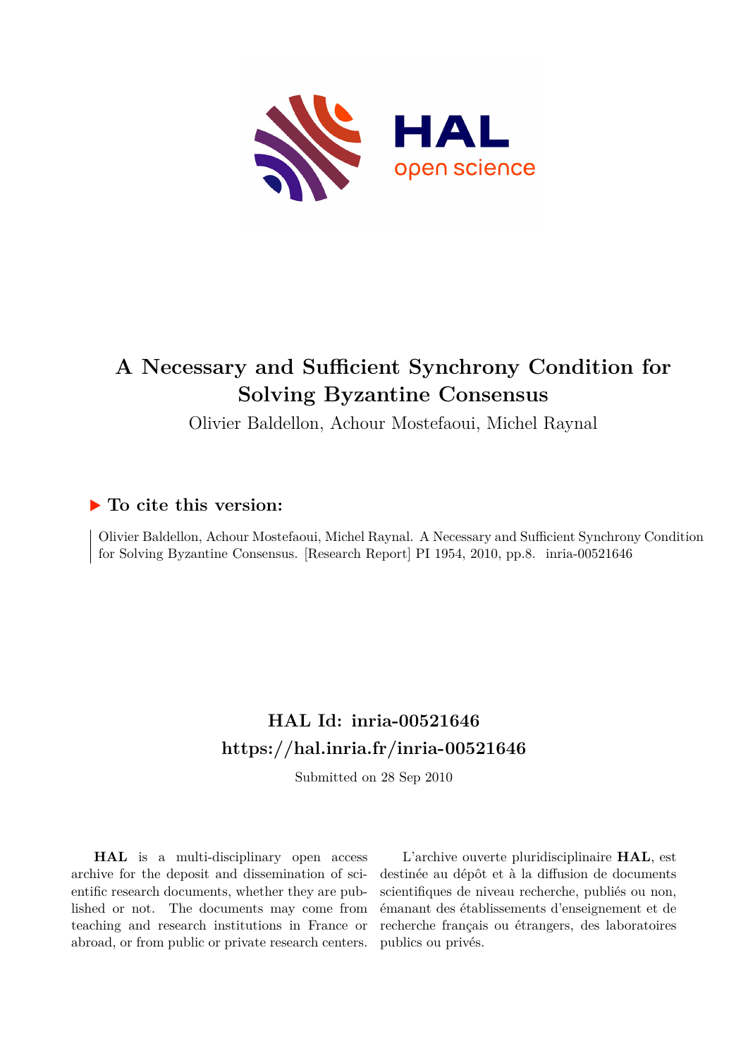# A Necessary and Sufficient Synchrony Condition for Solving Byzantine Consensus

Olivier Baldellon, Achour Mostefaoui, Michel Raynal

## ▶ To cite this version:

Olivier Baldellon, Achour Mostefaoui, Michel Raynal. A Necessary and Sufficient Synchrony Condition for Solving Byzantine Consensus. [Research Report] PI 1954, 2010, pp.8. inria-00521646

## HAL Id: inria-00521646
## https://hal.inria.fr/inria-00521646

Submitted on 28 Sep 2010

**HAL** is a multi-disciplinary open access archive for the deposit and dissemination of scientific research documents, whether they are published or not. The documents may come from teaching and research institutions in France or abroad, or from public or private research centers.

L'archive ouverte pluridisciplinaire **HAL**, est destinée au dépôt et à la diffusion de documents scientifiques de niveau recherche, publiés ou non, émanant des établissements d'enseignement et de recherche français ou étrangers, des laboratoires publics ou privés.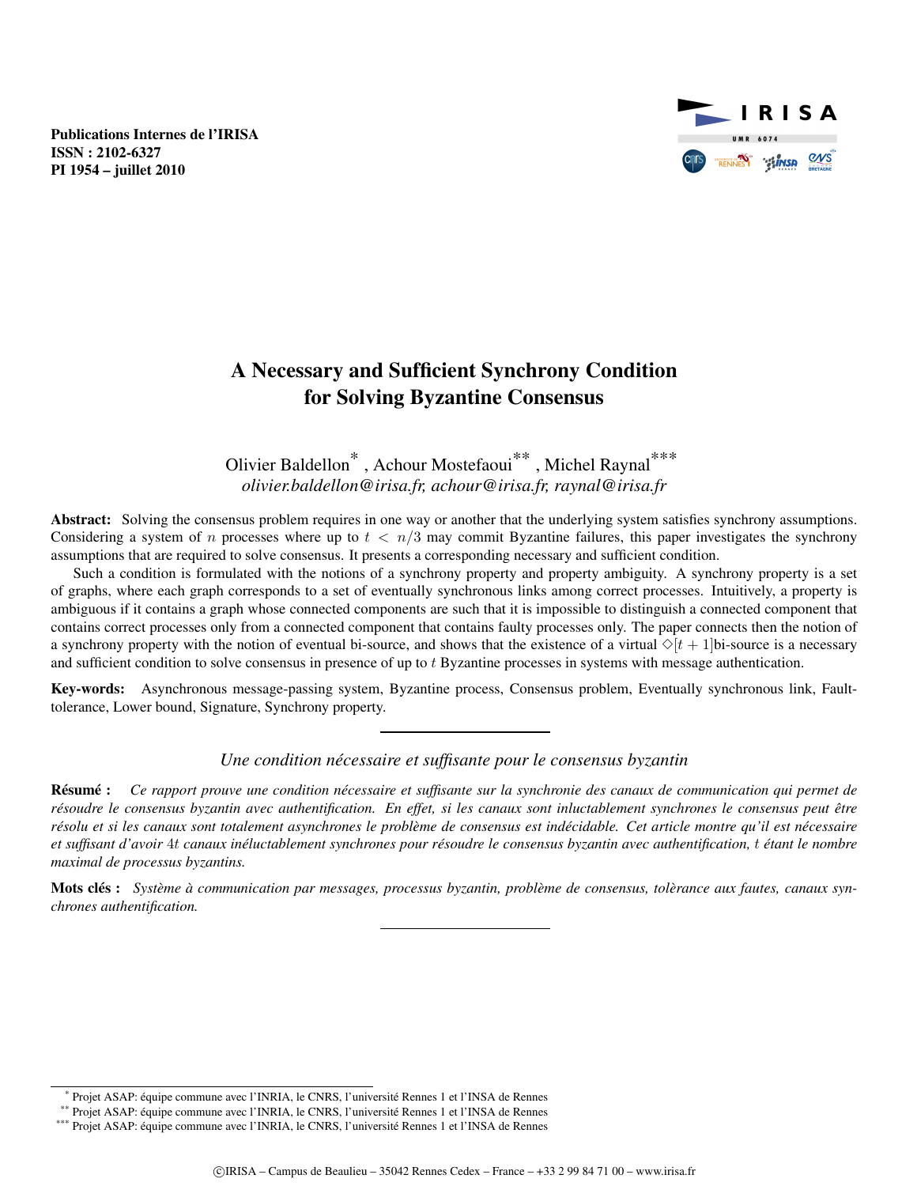Publications Internes de l'IRISA
ISSN : 2102-6327
PI 1954 – juillet 2010

# A Necessary and Sufficient Synchrony Condition for Solving Byzantine Consensus

Olivier Baldellon* , Achour Mostefaoui** , Michel Raynal***
*olivier.baldellon@irisa.fr, achour@irisa.fr, raynal@irisa.fr*

**Abstract:** Solving the consensus problem requires in one way or another that the underlying system satisfies synchrony assumptions. Considering a system of $n$ processes where up to $t < n/3$ may commit Byzantine failures, this paper investigates the synchrony assumptions that are required to solve consensus. It presents a corresponding necessary and sufficient condition.

Such a condition is formulated with the notions of a synchrony property and property ambiguity. A synchrony property is a set of graphs, where each graph corresponds to a set of eventually synchronous links among correct processes. Intuitively, a property is ambiguous if it contains a graph whose connected components are such that it is impossible to distinguish a connected component that contains correct processes only from a connected component that contains faulty processes only. The paper connects then the notion of a synchrony property with the notion of eventual bi-source, and shows that the existence of a virtual $\diamond[t+1]$bi-source is a necessary and sufficient condition to solve consensus in presence of up to $t$ Byzantine processes in systems with message authentication.

**Key-words:** Asynchronous message-passing system, Byzantine process, Consensus problem, Eventually synchronous link, Fault-tolerance, Lower bound, Signature, Synchrony property.

*Une condition nécessaire et suffisante pour le consensus byzantin*

**Résumé :** *Ce rapport prouve une condition nécessaire et suffisante sur la synchronie des canaux de communication qui permet de résoudre le consensus byzantin avec authentification. En effet, si les canaux sont inluctablement synchrones le consensus peut être résolu et si les canaux sont totalement asynchrones le problème de consensus est indécidable. Cet article montre qu'il est nécessaire et suffisant d'avoir $4t$ canaux inéluctablement synchrones pour résoudre le consensus byzantin avec authentification, $t$ étant le nombre maximal de processus byzantins.*

**Mots clés :** *Système à communication par messages, processus byzantin, problème de consensus, tolèrance aux fautes, canaux synchrones authentification.*

---

\* Projet ASAP: équipe commune avec l'INRIA, le CNRS, l'université Rennes 1 et l'INSA de Rennes
\*\* Projet ASAP: équipe commune avec l'INRIA, le CNRS, l'université Rennes 1 et l'INSA de Rennes
\*\*\* Projet ASAP: équipe commune avec l'INRIA, le CNRS, l'université Rennes 1 et l'INSA de Rennes

©IRISA – Campus de Beaulieu – 35042 Rennes Cedex – France – +33 2 99 84 71 00 – www.irisa.fr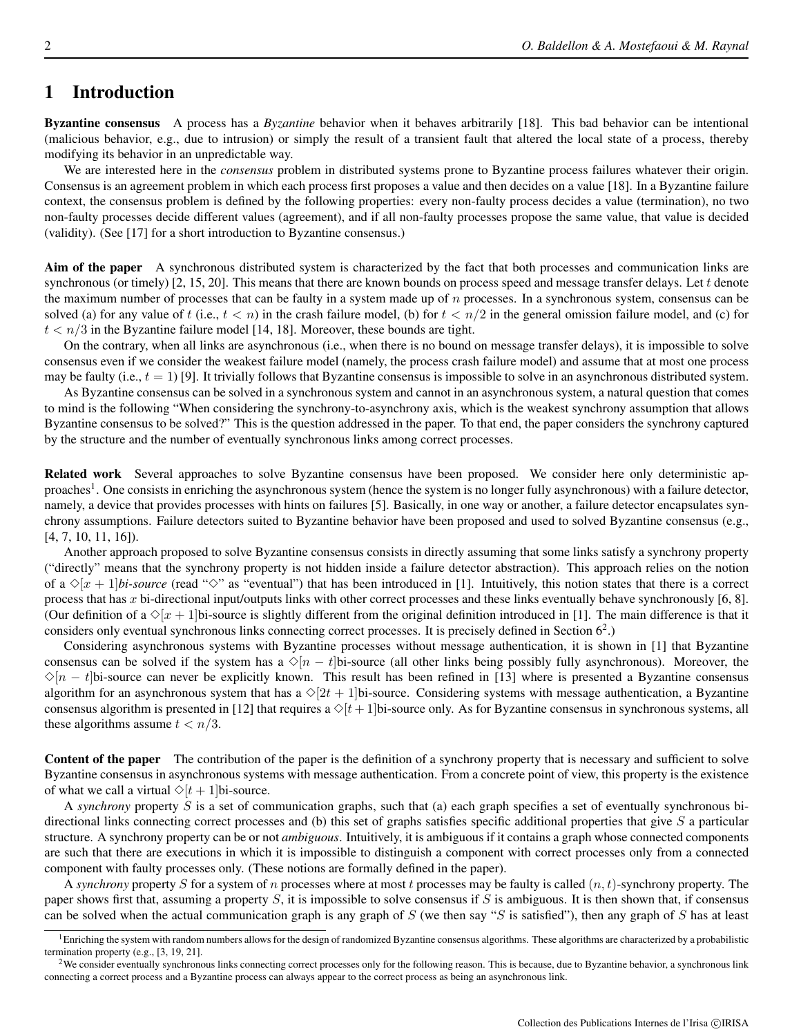# 1 Introduction

**Byzantine consensus** A process has a *Byzantine* behavior when it behaves arbitrarily [18]. This bad behavior can be intentional (malicious behavior, e.g., due to intrusion) or simply the result of a transient fault that altered the local state of a process, thereby modifying its behavior in an unpredictable way.

We are interested here in the *consensus* problem in distributed systems prone to Byzantine process failures whatever their origin. Consensus is an agreement problem in which each process first proposes a value and then decides on a value [18]. In a Byzantine failure context, the consensus problem is defined by the following properties: every non-faulty process decides a value (termination), no two non-faulty processes decide different values (agreement), and if all non-faulty processes propose the same value, that value is decided (validity). (See [17] for a short introduction to Byzantine consensus.)

**Aim of the paper** A synchronous distributed system is characterized by the fact that both processes and communication links are synchronous (or timely) [2, 15, 20]. This means that there are known bounds on process speed and message transfer delays. Let $t$ denote the maximum number of processes that can be faulty in a system made up of $n$ processes. In a synchronous system, consensus can be solved (a) for any value of $t$ (i.e., $t < n$) in the crash failure model, (b) for $t < n/2$ in the general omission failure model, and (c) for $t < n/3$ in the Byzantine failure model [14, 18]. Moreover, these bounds are tight.

On the contrary, when all links are asynchronous (i.e., when there is no bound on message transfer delays), it is impossible to solve consensus even if we consider the weakest failure model (namely, the process crash failure model) and assume that at most one process may be faulty (i.e., $t = 1$) [9]. It trivially follows that Byzantine consensus is impossible to solve in an asynchronous distributed system.

As Byzantine consensus can be solved in a synchronous system and cannot in an asynchronous system, a natural question that comes to mind is the following "When considering the synchrony-to-asynchrony axis, which is the weakest synchrony assumption that allows Byzantine consensus to be solved?" This is the question addressed in the paper. To that end, the paper considers the synchrony captured by the structure and the number of eventually synchronous links among correct processes.

**Related work** Several approaches to solve Byzantine consensus have been proposed. We consider here only deterministic approaches[1]. One consists in enriching the asynchronous system (hence the system is no longer fully asynchronous) with a failure detector, namely, a device that provides processes with hints on failures [5]. Basically, in one way or another, a failure detector encapsulates synchrony assumptions. Failure detectors suited to Byzantine behavior have been proposed and used to solved Byzantine consensus (e.g., [4, 7, 10, 11, 16]).

Another approach proposed to solve Byzantine consensus consists in directly assuming that some links satisfy a synchrony property ("directly" means that the synchrony property is not hidden inside a failure detector abstraction). This approach relies on the notion of a $\diamond[x+1]$*bi-source* (read "$\diamond$" as "eventual") that has been introduced in [1]. Intuitively, this notion states that there is a correct process that has $x$ bi-directional input/outputs links with other correct processes and these links eventually behave synchronously [6, 8]. (Our definition of a $\diamond[x+1]$bi-source is slightly different from the original definition introduced in [1]. The main difference is that it considers only eventual synchronous links connecting correct processes. It is precisely defined in Section 6[2].)

Considering asynchronous systems with Byzantine processes without message authentication, it is shown in [1] that Byzantine consensus can be solved if the system has a $\diamond[n-t]$bi-source (all other links being possibly fully asynchronous). Moreover, the $\diamond[n-t]$bi-source can never be explicitly known. This result has been refined in [13] where is presented a Byzantine consensus algorithm for an asynchronous system that has a $\diamond[2t+1]$bi-source. Considering systems with message authentication, a Byzantine consensus algorithm is presented in [12] that requires a $\diamond[t+1]$bi-source only. As for Byzantine consensus in synchronous systems, all these algorithms assume $t < n/3$.

**Content of the paper** The contribution of the paper is the definition of a synchrony property that is necessary and sufficient to solve Byzantine consensus in asynchronous systems with message authentication. From a concrete point of view, this property is the existence of what we call a virtual $\diamond[t+1]$bi-source.

A *synchrony* property $S$ is a set of communication graphs, such that (a) each graph specifies a set of eventually synchronous bi-directional links connecting correct processes and (b) this set of graphs satisfies specific additional properties that give $S$ a particular structure. A synchrony property can be or not *ambiguous*. Intuitively, it is ambiguous if it contains a graph whose connected components are such that there are executions in which it is impossible to distinguish a component with correct processes only from a connected component with faulty processes only. (These notions are formally defined in the paper).

A *synchrony* property $S$ for a system of $n$ processes where at most $t$ processes may be faulty is called $(n,t)$-synchrony property. The paper shows first that, assuming a property $S$, it is impossible to solve consensus if $S$ is ambiguous. It is then shown that, if consensus can be solved when the actual communication graph is any graph of $S$ (we then say "$S$ is satisfied"), then any graph of $S$ has at least

---

[1] Enriching the system with random numbers allows for the design of randomized Byzantine consensus algorithms. These algorithms are characterized by a probabilistic termination property (e.g., [3, 19, 21].

[2] We consider eventually synchronous links connecting correct processes only for the following reason. This is because, due to Byzantine behavior, a synchronous link connecting a correct process and a Byzantine process can always appear to the correct process as being an asynchronous link.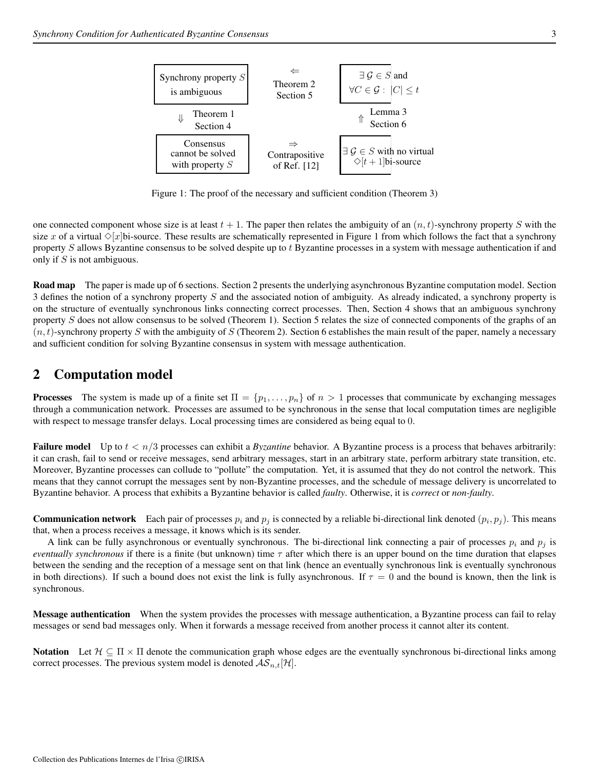| Synchrony property $S$ is ambiguous | $\Leftarrow$ Theorem 2 Section 5 | $\exists\, \mathcal{G} \in S$ and $\forall C \in \mathcal{G}: \; |C| \leq t$ |
| --- | --- | --- |
| $\Downarrow$ Theorem 1 Section 4 | | $\Uparrow$ Lemma 3 Section 6 |
| Consensus cannot be solved with property $S$ | $\Rightarrow$ Contrapositive of Ref. [12] | $\exists\, \mathcal{G} \in S$ with no virtual $\diamond[t+1]$bi-source |

Figure 1: The proof of the necessary and sufficient condition (Theorem 3)

one connected component whose size is at least $t + 1$. The paper then relates the ambiguity of an $(n, t)$-synchrony property $S$ with the size $x$ of a virtual $\diamond[x]$bi-source. These results are schematically represented in Figure 1 from which follows the fact that a synchrony property $S$ allows Byzantine consensus to be solved despite up to $t$ Byzantine processes in a system with message authentication if and only if $S$ is not ambiguous.

**Road map** The paper is made up of 6 sections. Section 2 presents the underlying asynchronous Byzantine computation model. Section 3 defines the notion of a synchrony property $S$ and the associated notion of ambiguity. As already indicated, a synchrony property is on the structure of eventually synchronous links connecting correct processes. Then, Section 4 shows that an ambiguous synchrony property $S$ does not allow consensus to be solved (Theorem 1). Section 5 relates the size of connected components of the graphs of an $(n, t)$-synchrony property $S$ with the ambiguity of $S$ (Theorem 2). Section 6 establishes the main result of the paper, namely a necessary and sufficient condition for solving Byzantine consensus in system with message authentication.

## 2 Computation model

**Processes** The system is made up of a finite set $\Pi = \{p_1, \ldots, p_n\}$ of $n > 1$ processes that communicate by exchanging messages through a communication network. Processes are assumed to be synchronous in the sense that local computation times are negligible with respect to message transfer delays. Local processing times are considered as being equal to 0.

**Failure model** Up to $t < n/3$ processes can exhibit a *Byzantine* behavior. A Byzantine process is a process that behaves arbitrarily: it can crash, fail to send or receive messages, send arbitrary messages, start in an arbitrary state, perform arbitrary state transition, etc. Moreover, Byzantine processes can collude to "pollute" the computation. Yet, it is assumed that they do not control the network. This means that they cannot corrupt the messages sent by non-Byzantine processes, and the schedule of message delivery is uncorrelated to Byzantine behavior. A process that exhibits a Byzantine behavior is called *faulty*. Otherwise, it is *correct* or *non-faulty*.

**Communication network** Each pair of processes $p_i$ and $p_j$ is connected by a reliable bi-directional link denoted $(p_i, p_j)$. This means that, when a process receives a message, it knows which is its sender.

A link can be fully asynchronous or eventually synchronous. The bi-directional link connecting a pair of processes $p_i$ and $p_j$ is *eventually synchronous* if there is a finite (but unknown) time $\tau$ after which there is an upper bound on the time duration that elapses between the sending and the reception of a message sent on that link (hence an eventually synchronous link is eventually synchronous in both directions). If such a bound does not exist the link is fully asynchronous. If $\tau = 0$ and the bound is known, then the link is synchronous.

**Message authentication** When the system provides the processes with message authentication, a Byzantine process can fail to relay messages or send bad messages only. When it forwards a message received from another process it cannot alter its content.

**Notation** Let $\mathcal{H} \subseteq \Pi \times \Pi$ denote the communication graph whose edges are the eventually synchronous bi-directional links among correct processes. The previous system model is denoted $\mathcal{AS}_{n,t}[\mathcal{H}]$.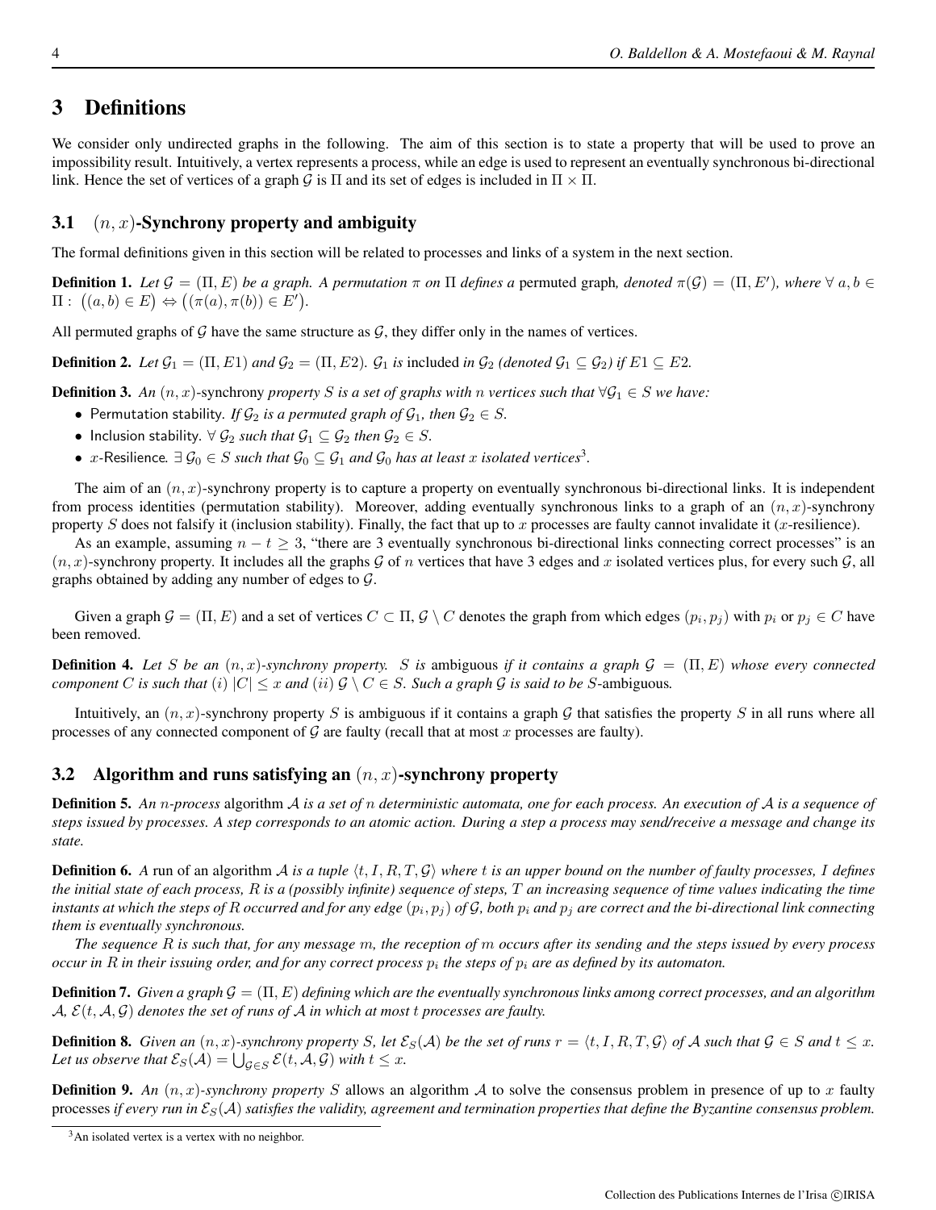# 3 Definitions

We consider only undirected graphs in the following. The aim of this section is to state a property that will be used to prove an impossibility result. Intuitively, a vertex represents a process, while an edge is used to represent an eventually synchronous bi-directional link. Hence the set of vertices of a graph $\mathcal{G}$ is $\Pi$ and its set of edges is included in $\Pi \times \Pi$.

## 3.1 $(n, x)$-Synchrony property and ambiguity

The formal definitions given in this section will be related to processes and links of a system in the next section.

**Definition 1.** *Let $\mathcal{G} = (\Pi, E)$ be a graph. A permutation $\pi$ on $\Pi$ defines a* permuted graph*, denoted $\pi(\mathcal{G}) = (\Pi, E')$, where $\forall\, a, b \in \Pi : \big((a, b) \in E\big) \Leftrightarrow \big((\pi(a), \pi(b)) \in E'\big)$.*

All permuted graphs of $\mathcal{G}$ have the same structure as $\mathcal{G}$, they differ only in the names of vertices.

**Definition 2.** *Let $\mathcal{G}_1 = (\Pi, E1)$ and $\mathcal{G}_2 = (\Pi, E2)$. $\mathcal{G}_1$ is* included *in $\mathcal{G}_2$ (denoted $\mathcal{G}_1 \subseteq \mathcal{G}_2$) if $E1 \subseteq E2$.*

**Definition 3.** *An $(n, x)$-*synchrony *property $S$ is a set of graphs with $n$ vertices such that $\forall \mathcal{G}_1 \in S$ we have:*

- Permutation stability. *If $\mathcal{G}_2$ is a permuted graph of $\mathcal{G}_1$, then $\mathcal{G}_2 \in S$.*
- Inclusion stability. *$\forall\, \mathcal{G}_2$ such that $\mathcal{G}_1 \subseteq \mathcal{G}_2$ then $\mathcal{G}_2 \in S$.*
- *$x$-*Resilience. *$\exists\, \mathcal{G}_0 \in S$ such that $\mathcal{G}_0 \subseteq \mathcal{G}_1$ and $\mathcal{G}_0$ has at least $x$ isolated vertices*[3].

The aim of an $(n, x)$-synchrony property is to capture a property on eventually synchronous bi-directional links. It is independent from process identities (permutation stability). Moreover, adding eventually synchronous links to a graph of an $(n, x)$-synchrony property $S$ does not falsify it (inclusion stability). Finally, the fact that up to $x$ processes are faulty cannot invalidate it ($x$-resilience).

As an example, assuming $n - t \geq 3$, "there are 3 eventually synchronous bi-directional links connecting correct processes" is an $(n, x)$-synchrony property. It includes all the graphs $\mathcal{G}$ of $n$ vertices that have 3 edges and $x$ isolated vertices plus, for every such $\mathcal{G}$, all graphs obtained by adding any number of edges to $\mathcal{G}$.

Given a graph $\mathcal{G} = (\Pi, E)$ and a set of vertices $C \subset \Pi$, $\mathcal{G} \setminus C$ denotes the graph from which edges $(p_i, p_j)$ with $p_i$ or $p_j \in C$ have been removed.

**Definition 4.** *Let $S$ be an $(n, x)$-synchrony property. $S$ is* ambiguous *if it contains a graph $\mathcal{G} = (\Pi, E)$ whose every connected component $C$ is such that (i) $|C| \leq x$ and (ii) $\mathcal{G} \setminus C \in S$. Such a graph $\mathcal{G}$ is said to be $S$-*ambiguous.

Intuitively, an $(n, x)$-synchrony property $S$ is ambiguous if it contains a graph $\mathcal{G}$ that satisfies the property $S$ in all runs where all processes of any connected component of $\mathcal{G}$ are faulty (recall that at most $x$ processes are faulty).

## 3.2 Algorithm and runs satisfying an $(n, x)$-synchrony property

**Definition 5.** *An $n$-process* algorithm *$\mathcal{A}$ is a set of $n$ deterministic automata, one for each process. An execution of $\mathcal{A}$ is a sequence of steps issued by processes. A step corresponds to an atomic action. During a step a process may send/receive a message and change its state.*

**Definition 6.** *A* run of an algorithm *$\mathcal{A}$ is a tuple $\langle t, I, R, T, \mathcal{G}\rangle$ where $t$ is an upper bound on the number of faulty processes, $I$ defines the initial state of each process, $R$ is a (possibly infinite) sequence of steps, $T$ an increasing sequence of time values indicating the time instants at which the steps of $R$ occurred and for any edge $(p_i, p_j)$ of $\mathcal{G}$, both $p_i$ and $p_j$ are correct and the bi-directional link connecting them is eventually synchronous.*

*The sequence $R$ is such that, for any message $m$, the reception of $m$ occurs after its sending and the steps issued by every process occur in $R$ in their issuing order, and for any correct process $p_i$ the steps of $p_i$ are as defined by its automaton.*

**Definition 7.** *Given a graph $\mathcal{G} = (\Pi, E)$ defining which are the eventually synchronous links among correct processes, and an algorithm $\mathcal{A}$, $\mathcal{E}(t, \mathcal{A}, \mathcal{G})$ denotes the set of runs of $\mathcal{A}$ in which at most $t$ processes are faulty.*

**Definition 8.** *Given an $(n, x)$-synchrony property $S$, let $\mathcal{E}_S(\mathcal{A})$ be the set of runs $r = \langle t, I, R, T, \mathcal{G}\rangle$ of $\mathcal{A}$ such that $\mathcal{G} \in S$ and $t \leq x$. Let us observe that $\mathcal{E}_S(\mathcal{A}) = \bigcup_{\mathcal{G} \in S} \mathcal{E}(t, \mathcal{A}, \mathcal{G})$ with $t \leq x$.*

**Definition 9.** *An $(n, x)$-synchrony property $S$* allows an algorithm $\mathcal{A}$ to solve the consensus problem in presence of up to $x$ faulty processes *if every run in $\mathcal{E}_S(\mathcal{A})$ satisfies the validity, agreement and termination properties that define the Byzantine consensus problem.*

[3] An isolated vertex is a vertex with no neighbor.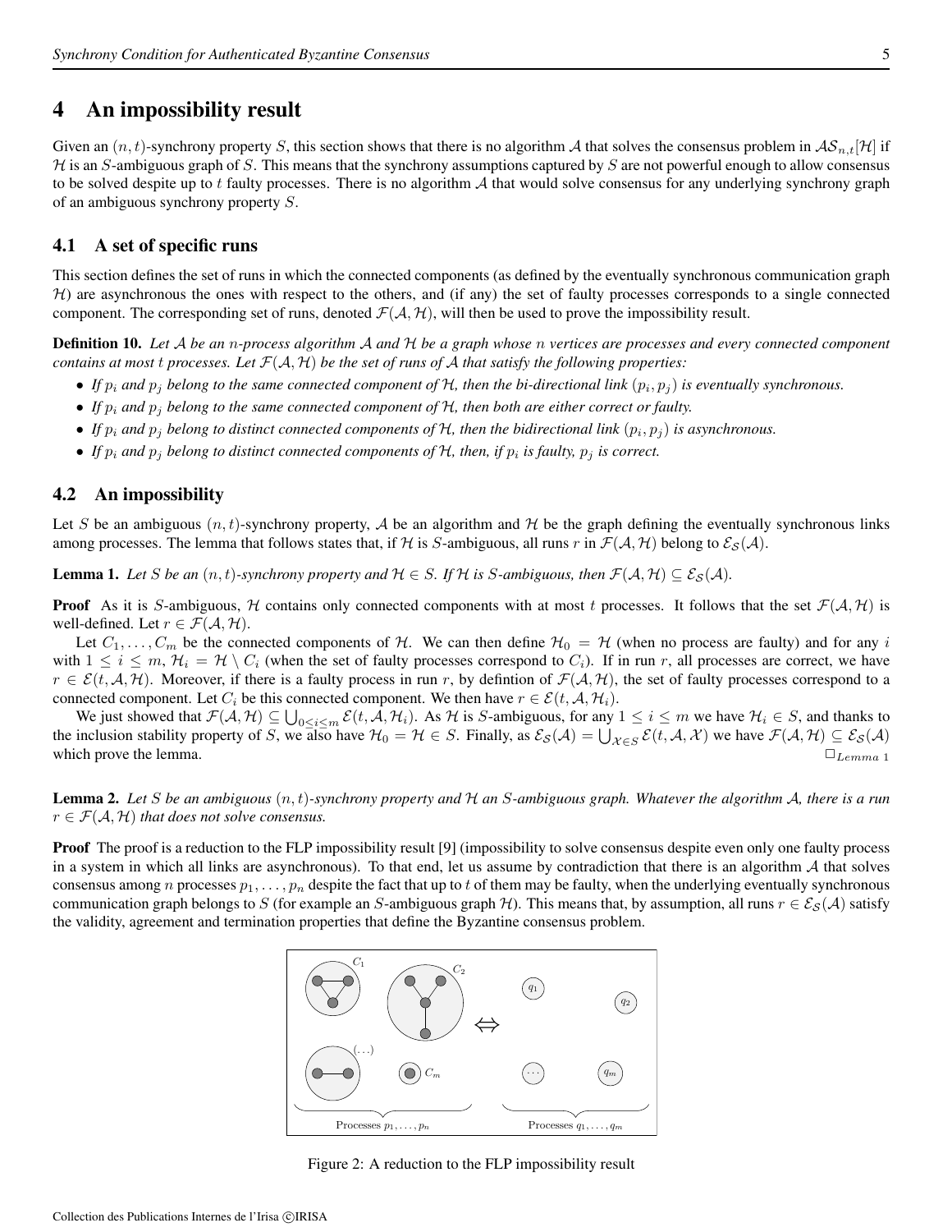# 4 An impossibility result

Given an $(n, t)$-synchrony property $S$, this section shows that there is no algorithm $\mathcal{A}$ that solves the consensus problem in $\mathcal{AS}_{n,t}[\mathcal{H}]$ if $\mathcal{H}$ is an $S$-ambiguous graph of $S$. This means that the synchrony assumptions captured by $S$ are not powerful enough to allow consensus to be solved despite up to $t$ faulty processes. There is no algorithm $\mathcal{A}$ that would solve consensus for any underlying synchrony graph of an ambiguous synchrony property $S$.

## 4.1 A set of specific runs

This section defines the set of runs in which the connected components (as defined by the eventually synchronous communication graph $\mathcal{H}$) are asynchronous the ones with respect to the others, and (if any) the set of faulty processes corresponds to a single connected component. The corresponding set of runs, denoted $\mathcal{F}(\mathcal{A}, \mathcal{H})$, will then be used to prove the impossibility result.

**Definition 10.** *Let $\mathcal{A}$ be an $n$-process algorithm $\mathcal{A}$ and $\mathcal{H}$ be a graph whose $n$ vertices are processes and every connected component contains at most $t$ processes. Let $\mathcal{F}(\mathcal{A}, \mathcal{H})$ be the set of runs of $\mathcal{A}$ that satisfy the following properties:*

- *If $p_i$ and $p_j$ belong to the same connected component of $\mathcal{H}$, then the bi-directional link $(p_i, p_j)$ is eventually synchronous.*
- *If $p_i$ and $p_j$ belong to the same connected component of $\mathcal{H}$, then both are either correct or faulty.*
- *If $p_i$ and $p_j$ belong to distinct connected components of $\mathcal{H}$, then the bidirectional link $(p_i, p_j)$ is asynchronous.*
- *If $p_i$ and $p_j$ belong to distinct connected components of $\mathcal{H}$, then, if $p_i$ is faulty, $p_j$ is correct.*

## 4.2 An impossibility

Let $S$ be an ambiguous $(n, t)$-synchrony property, $\mathcal{A}$ be an algorithm and $\mathcal{H}$ be the graph defining the eventually synchronous links among processes. The lemma that follows states that, if $\mathcal{H}$ is $S$-ambiguous, all runs $r$ in $\mathcal{F}(\mathcal{A}, \mathcal{H})$ belong to $\mathcal{E}_S(\mathcal{A})$.

**Lemma 1.** *Let $S$ be an $(n, t)$-synchrony property and $\mathcal{H} \in S$. If $\mathcal{H}$ is $S$-ambiguous, then $\mathcal{F}(\mathcal{A}, \mathcal{H}) \subseteq \mathcal{E}_S(\mathcal{A})$.*

**Proof** As it is $S$-ambiguous, $\mathcal{H}$ contains only connected components with at most $t$ processes. It follows that the set $\mathcal{F}(\mathcal{A}, \mathcal{H})$ is well-defined. Let $r \in \mathcal{F}(\mathcal{A}, \mathcal{H})$.

Let $C_1, \ldots, C_m$ be the connected components of $\mathcal{H}$. We can then define $\mathcal{H}_0 = \mathcal{H}$ (when no process are faulty) and for any $i$ with $1 \leq i \leq m$, $\mathcal{H}_i = \mathcal{H} \setminus C_i$ (when the set of faulty processes correspond to $C_i$). If in run $r$, all processes are correct, we have $r \in \mathcal{E}(t, \mathcal{A}, \mathcal{H})$. Moreover, if there is a faulty process in run $r$, by defintion of $\mathcal{F}(\mathcal{A}, \mathcal{H})$, the set of faulty processes correspond to a connected component. Let $C_i$ be this connected component. We then have $r \in \mathcal{E}(t, \mathcal{A}, \mathcal{H}_i)$.

We just showed that $\mathcal{F}(\mathcal{A}, \mathcal{H}) \subseteq \bigcup_{0 \leq i \leq m} \mathcal{E}(t, \mathcal{A}, \mathcal{H}_i)$. As $\mathcal{H}$ is $S$-ambiguous, for any $1 \leq i \leq m$ we have $\mathcal{H}_i \in S$, and thanks to the inclusion stability property of $S$, we also have $\mathcal{H}_0 = \mathcal{H} \in S$. Finally, as $\mathcal{E}_S(\mathcal{A}) = \bigcup_{\mathcal{X} \in S} \mathcal{E}(t, \mathcal{A}, \mathcal{X})$ we have $\mathcal{F}(\mathcal{A}, \mathcal{H}) \subseteq \mathcal{E}_S(\mathcal{A})$ which prove the lemma. $\Box_{Lemma\ 1}$

**Lemma 2.** *Let $S$ be an ambiguous $(n, t)$-synchrony property and $\mathcal{H}$ an $S$-ambiguous graph. Whatever the algorithm $\mathcal{A}$, there is a run $r \in \mathcal{F}(\mathcal{A}, \mathcal{H})$ that does not solve consensus.*

**Proof** The proof is a reduction to the FLP impossibility result [9] (impossibility to solve consensus despite even only one faulty process in a system in which all links are asynchronous). To that end, let us assume by contradiction that there is an algorithm $\mathcal{A}$ that solves consensus among $n$ processes $p_1, \ldots, p_n$ despite the fact that up to $t$ of them may be faulty, when the underlying eventually synchronous communication graph belongs to $S$ (for example an $S$-ambiguous graph $\mathcal{H}$). This means that, by assumption, all runs $r \in \mathcal{E}_S(\mathcal{A})$ satisfy the validity, agreement and termination properties that define the Byzantine consensus problem.

Figure 2: A reduction to the FLP impossibility result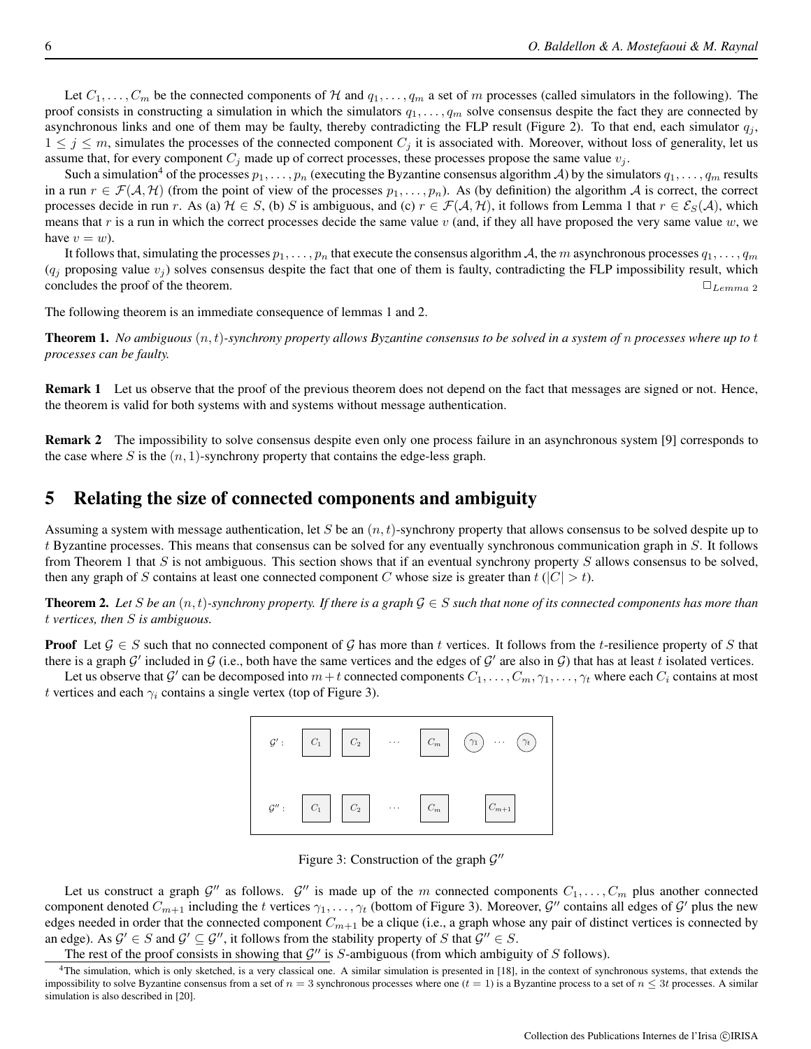Let $C_1, \ldots, C_m$ be the connected components of $\mathcal{H}$ and $q_1, \ldots, q_m$ a set of $m$ processes (called simulators in the following). The proof consists in constructing a simulation in which the simulators $q_1, \ldots, q_m$ solve consensus despite the fact they are connected by asynchronous links and one of them may be faulty, thereby contradicting the FLP result (Figure 2). To that end, each simulator $q_j$, $1 \leq j \leq m$, simulates the processes of the connected component $C_j$ it is associated with. Moreover, without loss of generality, let us assume that, for every component $C_j$ made up of correct processes, these processes propose the same value $v_j$.

Such a simulation[4] of the processes $p_1, \ldots, p_n$ (executing the Byzantine consensus algorithm $\mathcal{A}$) by the simulators $q_1, \ldots, q_m$ results in a run $r \in \mathcal{F}(\mathcal{A}, \mathcal{H})$ (from the point of view of the processes $p_1, \ldots, p_n$). As (by definition) the algorithm $\mathcal{A}$ is correct, the correct processes decide in run $r$. As (a) $\mathcal{H} \in S$, (b) $S$ is ambiguous, and (c) $r \in \mathcal{F}(\mathcal{A}, \mathcal{H})$, it follows from Lemma 1 that $r \in \mathcal{E}_S(\mathcal{A})$, which means that $r$ is a run in which the correct processes decide the same value $v$ (and, if they all have proposed the very same value $w$, we have $v = w$).

It follows that, simulating the processes $p_1, \ldots, p_n$ that execute the consensus algorithm $\mathcal{A}$, the $m$ asynchronous processes $q_1, \ldots, q_m$ ($q_j$ proposing value $v_j$) solves consensus despite the fact that one of them is faulty, contradicting the FLP impossibility result, which concludes the proof of the theorem. $\Box_{Lemma\ 2}$

The following theorem is an immediate consequence of lemmas 1 and 2.

**Theorem 1.** *No ambiguous $(n, t)$-synchrony property allows Byzantine consensus to be solved in a system of $n$ processes where up to $t$ processes can be faulty.*

**Remark 1** Let us observe that the proof of the previous theorem does not depend on the fact that messages are signed or not. Hence, the theorem is valid for both systems with and systems without message authentication.

**Remark 2** The impossibility to solve consensus despite even only one process failure in an asynchronous system [9] corresponds to the case where $S$ is the $(n, 1)$-synchrony property that contains the edge-less graph.

## 5 Relating the size of connected components and ambiguity

Assuming a system with message authentication, let $S$ be an $(n, t)$-synchrony property that allows consensus to be solved despite up to $t$ Byzantine processes. This means that consensus can be solved for any eventually synchronous communication graph in $S$. It follows from Theorem 1 that $S$ is not ambiguous. This section shows that if an eventual synchrony property $S$ allows consensus to be solved, then any graph of $S$ contains at least one connected component $C$ whose size is greater than $t$ ($|C| > t$).

**Theorem 2.** *Let $S$ be an $(n, t)$-synchrony property. If there is a graph $\mathcal{G} \in S$ such that none of its connected components has more than $t$ vertices, then $S$ is ambiguous.*

**Proof** Let $\mathcal{G} \in S$ such that no connected component of $\mathcal{G}$ has more than $t$ vertices. It follows from the $t$-resilience property of $S$ that there is a graph $\mathcal{G}'$ included in $\mathcal{G}$ (i.e., both have the same vertices and the edges of $\mathcal{G}'$ are also in $\mathcal{G}$) that has at least $t$ isolated vertices.

Let us observe that $\mathcal{G}'$ can be decomposed into $m + t$ connected components $C_1, \ldots, C_m, \gamma_1, \ldots, \gamma_t$ where each $C_i$ contains at most $t$ vertices and each $\gamma_i$ contains a single vertex (top of Figure 3).

Figure 3: Construction of the graph $\mathcal{G}''$

Let us construct a graph $\mathcal{G}''$ as follows. $\mathcal{G}''$ is made up of the $m$ connected components $C_1, \ldots, C_m$ plus another connected component denoted $C_{m+1}$ including the $t$ vertices $\gamma_1, \ldots, \gamma_t$ (bottom of Figure 3). Moreover, $\mathcal{G}''$ contains all edges of $\mathcal{G}'$ plus the new edges needed in order that the connected component $C_{m+1}$ be a clique (i.e., a graph whose any pair of distinct vertices is connected by an edge). As $\mathcal{G}' \in S$ and $\mathcal{G}' \subseteq \mathcal{G}''$, it follows from the stability property of $S$ that $\mathcal{G}'' \in S$.

The rest of the proof consists in showing that $\mathcal{G}''$ is $S$-ambiguous (from which ambiguity of $S$ follows).

[4] The simulation, which is only sketched, is a very classical one. A similar simulation is presented in [18], in the context of synchronous systems, that extends the impossibility to solve Byzantine consensus from a set of $n = 3$ synchronous processes where one ($t = 1$) is a Byzantine process to a set of $n \leq 3t$ processes. A similar simulation is also described in [20].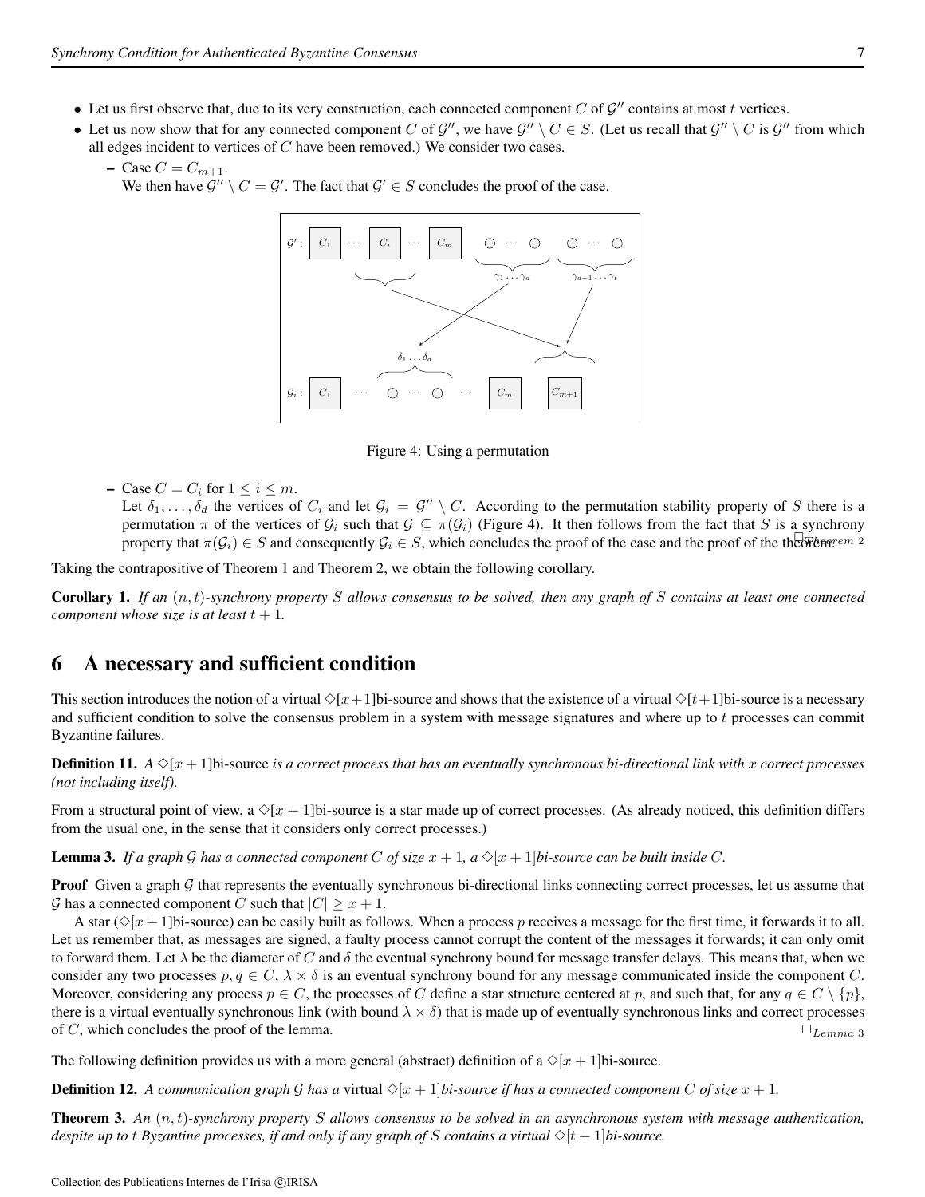- Let us first observe that, due to its very construction, each connected component $C$ of $\mathcal{G}''$ contains at most $t$ vertices.
- Let us now show that for any connected component $C$ of $\mathcal{G}''$, we have $\mathcal{G}'' \setminus C \in S$. (Let us recall that $\mathcal{G}'' \setminus C$ is $\mathcal{G}''$ from which all edges incident to vertices of $C$ have been removed.) We consider two cases.
  - Case $C = C_{m+1}$.
    We then have $\mathcal{G}'' \setminus C = \mathcal{G}'$. The fact that $\mathcal{G}' \in S$ concludes the proof of the case.

Figure 4: Using a permutation

  - Case $C = C_i$ for $1 \leq i \leq m$.
    Let $\delta_1, \ldots, \delta_d$ the vertices of $C_i$ and let $\mathcal{G}_i = \mathcal{G}'' \setminus C$. According to the permutation stability property of $S$ there is a permutation $\pi$ of the vertices of $\mathcal{G}_i$ such that $\mathcal{G} \subseteq \pi(\mathcal{G}_i)$ (Figure 4). It then follows from the fact that $S$ is a synchrony property that $\pi(\mathcal{G}_i) \in S$ and consequently $\mathcal{G}_i \in S$, which concludes the proof of the case and the proof of the theorem. $\square_{Theorem\ 2}$

Taking the contrapositive of Theorem 1 and Theorem 2, we obtain the following corollary.

**Corollary 1.** *If an $(n,t)$-synchrony property $S$ allows consensus to be solved, then any graph of $S$ contains at least one connected component whose size is at least $t+1$.*

# 6 A necessary and sufficient condition

This section introduces the notion of a virtual $\diamond[x+1]$bi-source and shows that the existence of a virtual $\diamond[t+1]$bi-source is a necessary and sufficient condition to solve the consensus problem in a system with message signatures and where up to $t$ processes can commit Byzantine failures.

**Definition 11.** *A $\diamond[x+1]$*bi-source *is a correct process that has an eventually synchronous bi-directional link with $x$ correct processes (not including itself).*

From a structural point of view, a $\diamond[x+1]$bi-source is a star made up of correct processes. (As already noticed, this definition differs from the usual one, in the sense that it considers only correct processes.)

**Lemma 3.** *If a graph $\mathcal{G}$ has a connected component $C$ of size $x+1$, a $\diamond[x+1]$bi-source can be built inside $C$.*

**Proof** Given a graph $\mathcal{G}$ that represents the eventually synchronous bi-directional links connecting correct processes, let us assume that $\mathcal{G}$ has a connected component $C$ such that $|C| \geq x+1$.

A star ($\diamond[x+1]$bi-source) can be easily built as follows. When a process $p$ receives a message for the first time, it forwards it to all. Let us remember that, as messages are signed, a faulty process cannot corrupt the content of the messages it forwards; it can only omit to forward them. Let $\lambda$ be the diameter of $C$ and $\delta$ the eventual synchrony bound for message transfer delays. This means that, when we consider any two processes $p, q \in C$, $\lambda \times \delta$ is an eventual synchrony bound for any message communicated inside the component $C$. Moreover, considering any process $p \in C$, the processes of $C$ define a star structure centered at $p$, and such that, for any $q \in C \setminus \{p\}$, there is a virtual eventually synchronous link (with bound $\lambda \times \delta$) that is made up of eventually synchronous links and correct processes of $C$, which concludes the proof of the lemma. $\square_{Lemma\ 3}$

The following definition provides us with a more general (abstract) definition of a $\diamond[x+1]$bi-source.

**Definition 12.** *A communication graph $\mathcal{G}$ has a* virtual *$\diamond[x+1]$bi-source if has a connected component $C$ of size $x+1$.*

**Theorem 3.** *An $(n,t)$-synchrony property $S$ allows consensus to be solved in an asynchronous system with message authentication, despite up to $t$ Byzantine processes, if and only if any graph of $S$ contains a virtual $\diamond[t+1]$bi-source.*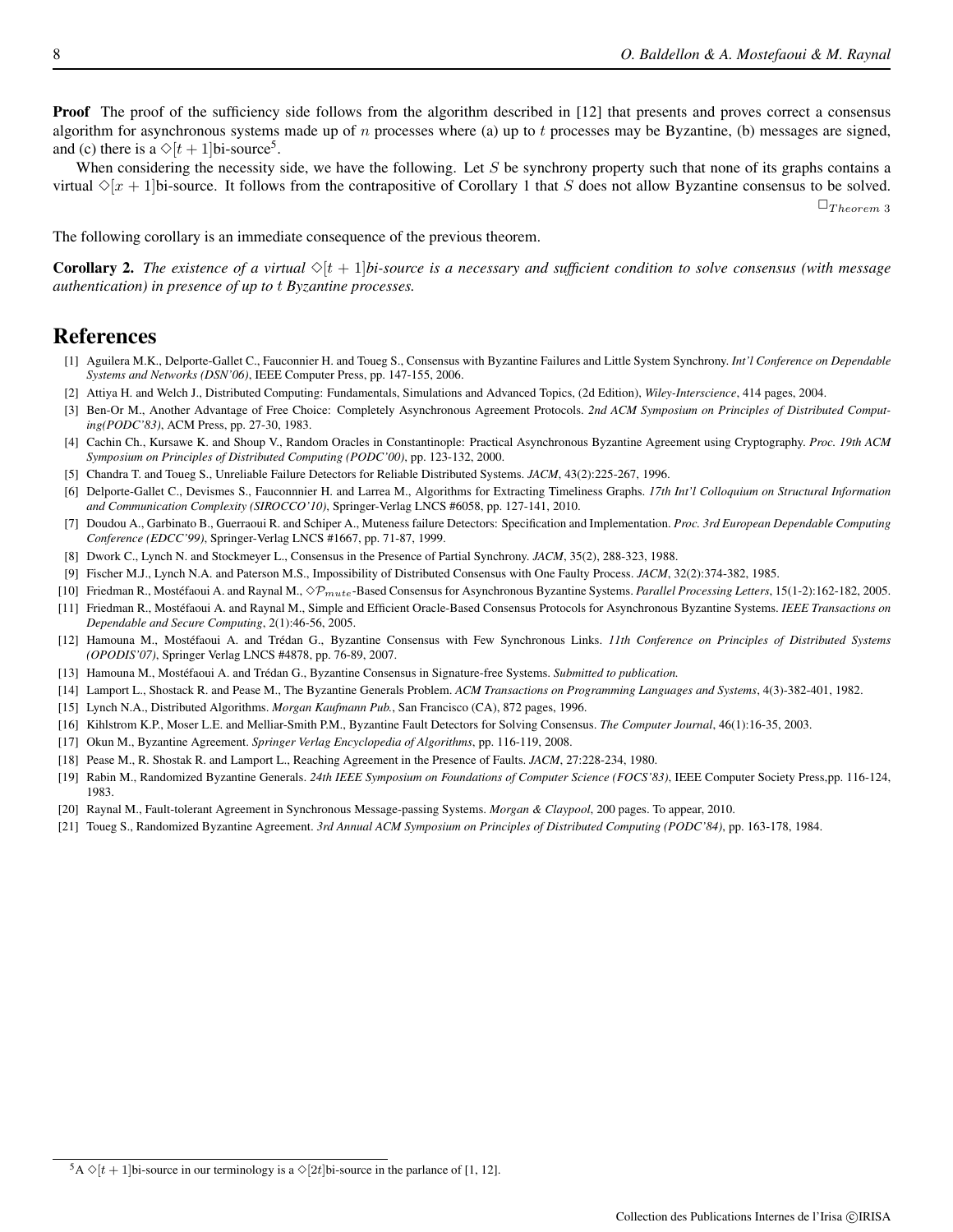**Proof** The proof of the sufficiency side follows from the algorithm described in [12] that presents and proves correct a consensus algorithm for asynchronous systems made up of $n$ processes where (a) up to $t$ processes may be Byzantine, (b) messages are signed, and (c) there is a $\diamond[t+1]$bi-source[5].

When considering the necessity side, we have the following. Let $S$ be synchrony property such that none of its graphs contains a virtual $\diamond[x+1]$bi-source. It follows from the contrapositive of Corollary 1 that $S$ does not allow Byzantine consensus to be solved. $\Box_{Theorem\ 3}$

The following corollary is an immediate consequence of the previous theorem.

**Corollary 2.** *The existence of a virtual $\diamond[t+1]$bi-source is a necessary and sufficient condition to solve consensus (with message authentication) in presence of up to $t$ Byzantine processes.*

# References

[1] Aguilera M.K., Delporte-Gallet C., Fauconnier H. and Toueg S., Consensus with Byzantine Failures and Little System Synchrony. *Int'l Conference on Dependable Systems and Networks (DSN'06)*, IEEE Computer Press, pp. 147-155, 2006.

[2] Attiya H. and Welch J., Distributed Computing: Fundamentals, Simulations and Advanced Topics, (2d Edition), *Wiley-Interscience*, 414 pages, 2004.

[3] Ben-Or M., Another Advantage of Free Choice: Completely Asynchronous Agreement Protocols. *2nd ACM Symposium on Principles of Distributed Computing(PODC'83)*, ACM Press, pp. 27-30, 1983.

[4] Cachin Ch., Kursawe K. and Shoup V., Random Oracles in Constantinople: Practical Asynchronous Byzantine Agreement using Cryptography. *Proc. 19th ACM Symposium on Principles of Distributed Computing (PODC'00)*, pp. 123-132, 2000.

[5] Chandra T. and Toueg S., Unreliable Failure Detectors for Reliable Distributed Systems. *JACM*, 43(2):225-267, 1996.

[6] Delporte-Gallet C., Devismes S., Fauconnnier H. and Larrea M., Algorithms for Extracting Timeliness Graphs. *17th Int'l Colloquium on Structural Information and Communication Complexity (SIROCCO'10)*, Springer-Verlag LNCS #6058, pp. 127-141, 2010.

[7] Doudou A., Garbinato B., Guerraoui R. and Schiper A., Muteness failure Detectors: Specification and Implementation. *Proc. 3rd European Dependable Computing Conference (EDCC'99)*, Springer-Verlag LNCS #1667, pp. 71-87, 1999.

[8] Dwork C., Lynch N. and Stockmeyer L., Consensus in the Presence of Partial Synchrony. *JACM*, 35(2), 288-323, 1988.

[9] Fischer M.J., Lynch N.A. and Paterson M.S., Impossibility of Distributed Consensus with One Faulty Process. *JACM*, 32(2):374-382, 1985.

[10] Friedman R., Mostéfaoui A. and Raynal M., $\diamond\mathcal{P}_{mute}$-Based Consensus for Asynchronous Byzantine Systems. *Parallel Processing Letters*, 15(1-2):162-182, 2005.

[11] Friedman R., Mostéfaoui A. and Raynal M., Simple and Efficient Oracle-Based Consensus Protocols for Asynchronous Byzantine Systems. *IEEE Transactions on Dependable and Secure Computing*, 2(1):46-56, 2005.

[12] Hamouna M., Mostéfaoui A. and Trédan G., Byzantine Consensus with Few Synchronous Links. *11th Conference on Principles of Distributed Systems (OPODIS'07)*, Springer Verlag LNCS #4878, pp. 76-89, 2007.

[13] Hamouna M., Mostéfaoui A. and Trédan G., Byzantine Consensus in Signature-free Systems. *Submitted to publication.*

[14] Lamport L., Shostack R. and Pease M., The Byzantine Generals Problem. *ACM Transactions on Programming Languages and Systems*, 4(3)-382-401, 1982.

[15] Lynch N.A., Distributed Algorithms. *Morgan Kaufmann Pub.*, San Francisco (CA), 872 pages, 1996.

[16] Kihlstrom K.P., Moser L.E. and Melliar-Smith P.M., Byzantine Fault Detectors for Solving Consensus. *The Computer Journal*, 46(1):16-35, 2003.

[17] Okun M., Byzantine Agreement. *Springer Verlag Encyclopedia of Algorithms*, pp. 116-119, 2008.

[18] Pease M., R. Shostak R. and Lamport L., Reaching Agreement in the Presence of Faults. *JACM*, 27:228-234, 1980.

[19] Rabin M., Randomized Byzantine Generals. *24th IEEE Symposium on Foundations of Computer Science (FOCS'83)*, IEEE Computer Society Press,pp. 116-124, 1983.

[20] Raynal M., Fault-tolerant Agreement in Synchronous Message-passing Systems. *Morgan & Claypool*, 200 pages. To appear, 2010.

[21] Toueg S., Randomized Byzantine Agreement. *3rd Annual ACM Symposium on Principles of Distributed Computing (PODC'84)*, pp. 163-178, 1984.

[5] A $\diamond[t+1]$bi-source in our terminology is a $\diamond[2t]$bi-source in the parlance of [1, 12].